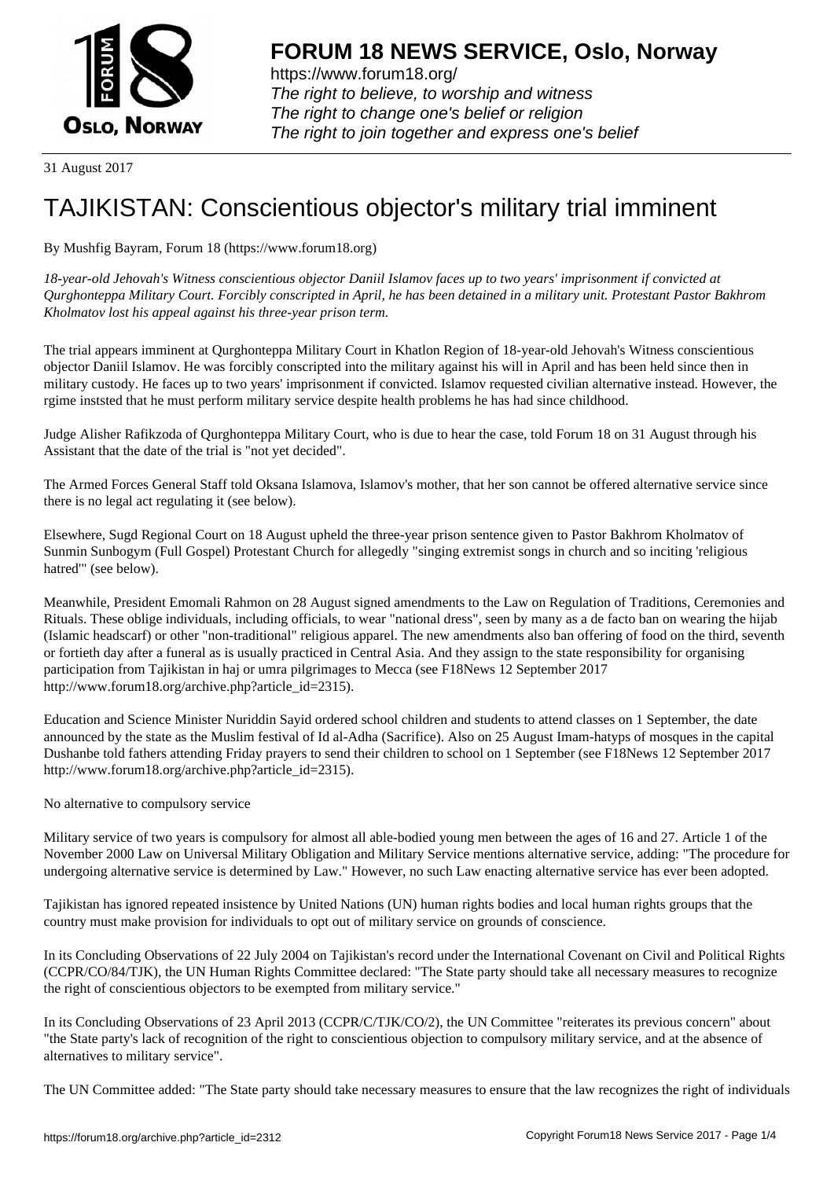# FORUM 18 NEWS SERVICE, Oslo, Norway

https://www.forum18.org/
*The right to believe, to worship and witness*
*The right to change one's belief or religion*
*The right to join together and express one's belief*

31 August 2017

# TAJIKISTAN: Conscientious objector's military trial imminent

By Mushfig Bayram, Forum 18 (https://www.forum18.org)

*18-year-old Jehovah's Witness conscientious objector Daniil Islamov faces up to two years' imprisonment if convicted at Qurghonteppa Military Court. Forcibly conscripted in April, he has been detained in a military unit. Protestant Pastor Bakhrom Kholmatov lost his appeal against his three-year prison term.*

The trial appears imminent at Qurghonteppa Military Court in Khatlon Region of 18-year-old Jehovah's Witness conscientious objector Daniil Islamov. He was forcibly conscripted into the military against his will in April and has been held since then in military custody. He faces up to two years' imprisonment if convicted. Islamov requested civilian alternative instead. However, the rgime inststed that he must perform military service despite health problems he has had since childhood.

Judge Alisher Rafikzoda of Qurghonteppa Military Court, who is due to hear the case, told Forum 18 on 31 August through his Assistant that the date of the trial is "not yet decided".

The Armed Forces General Staff told Oksana Islamova, Islamov's mother, that her son cannot be offered alternative service since there is no legal act regulating it (see below).

Elsewhere, Sugd Regional Court on 18 August upheld the three-year prison sentence given to Pastor Bakhrom Kholmatov of Sunmin Sunbogym (Full Gospel) Protestant Church for allegedly "singing extremist songs in church and so inciting 'religious hatred'" (see below).

Meanwhile, President Emomali Rahmon on 28 August signed amendments to the Law on Regulation of Traditions, Ceremonies and Rituals. These oblige individuals, including officials, to wear "national dress", seen by many as a de facto ban on wearing the hijab (Islamic headscarf) or other "non-traditional" religious apparel. The new amendments also ban offering of food on the third, seventh or fortieth day after a funeral as is usually practiced in Central Asia. And they assign to the state responsibility for organising participation from Tajikistan in haj or umra pilgrimages to Mecca (see F18News 12 September 2017 http://www.forum18.org/archive.php?article_id=2315).

Education and Science Minister Nuriddin Sayid ordered school children and students to attend classes on 1 September, the date announced by the state as the Muslim festival of Id al-Adha (Sacrifice). Also on 25 August Imam-hatyps of mosques in the capital Dushanbe told fathers attending Friday prayers to send their children to school on 1 September (see F18News 12 September 2017 http://www.forum18.org/archive.php?article_id=2315).

No alternative to compulsory service

Military service of two years is compulsory for almost all able-bodied young men between the ages of 16 and 27. Article 1 of the November 2000 Law on Universal Military Obligation and Military Service mentions alternative service, adding: "The procedure for undergoing alternative service is determined by Law." However, no such Law enacting alternative service has ever been adopted.

Tajikistan has ignored repeated insistence by United Nations (UN) human rights bodies and local human rights groups that the country must make provision for individuals to opt out of military service on grounds of conscience.

In its Concluding Observations of 22 July 2004 on Tajikistan's record under the International Covenant on Civil and Political Rights (CCPR/CO/84/TJK), the UN Human Rights Committee declared: "The State party should take all necessary measures to recognize the right of conscientious objectors to be exempted from military service."

In its Concluding Observations of 23 April 2013 (CCPR/C/TJK/CO/2), the UN Committee "reiterates its previous concern" about "the State party's lack of recognition of the right to conscientious objection to compulsory military service, and at the absence of alternatives to military service".

The UN Committee added: "The State party should take necessary measures to ensure that the law recognizes the right of individuals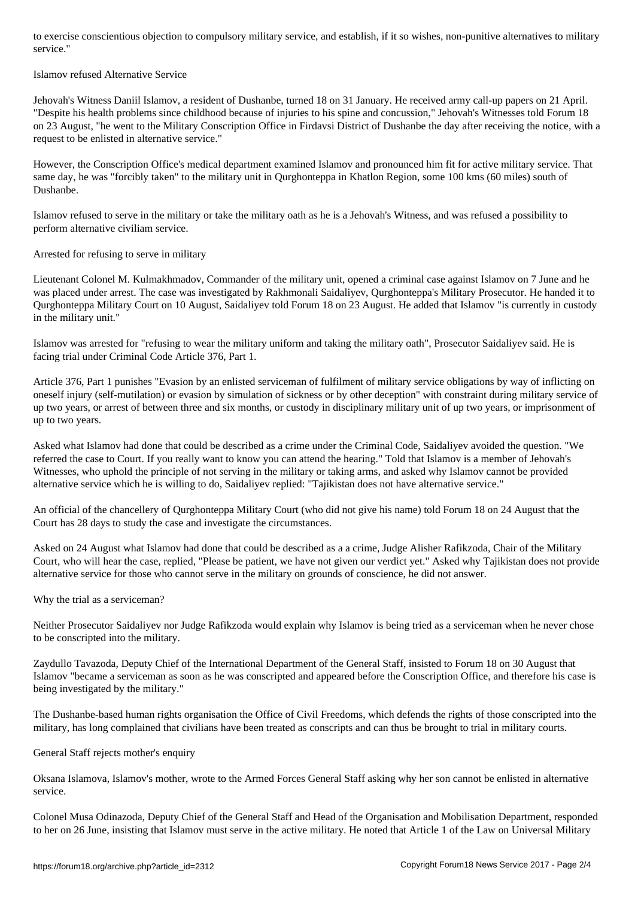to exercise conscientious objection to compulsory military service, and establish, if it so wishes, non-punitive alternatives to military service."

## Islamov refused Alternative Service

Jehovah's Witness Daniil Islamov, a resident of Dushanbe, turned 18 on 31 January. He received army call-up papers on 21 April. "Despite his health problems since childhood because of injuries to his spine and concussion," Jehovah's Witnesses told Forum 18 on 23 August, "he went to the Military Conscription Office in Firdavsi District of Dushanbe the day after receiving the notice, with a request to be enlisted in alternative service."

However, the Conscription Office's medical department examined Islamov and pronounced him fit for active military service. That same day, he was "forcibly taken" to the military unit in Qurghonteppa in Khatlon Region, some 100 kms (60 miles) south of Dushanbe.

Islamov refused to serve in the military or take the military oath as he is a Jehovah's Witness, and was refused a possibility to perform alternative civiliam service.

## Arrested for refusing to serve in military

Lieutenant Colonel M. Kulmakhmadov, Commander of the military unit, opened a criminal case against Islamov on 7 June and he was placed under arrest. The case was investigated by Rakhmonali Saidaliyev, Qurghonteppa's Military Prosecutor. He handed it to Qurghonteppa Military Court on 10 August, Saidaliyev told Forum 18 on 23 August. He added that Islamov "is currently in custody in the military unit."

Islamov was arrested for "refusing to wear the military uniform and taking the military oath", Prosecutor Saidaliyev said. He is facing trial under Criminal Code Article 376, Part 1.

Article 376, Part 1 punishes "Evasion by an enlisted serviceman of fulfilment of military service obligations by way of inflicting on oneself injury (self-mutilation) or evasion by simulation of sickness or by other deception" with constraint during military service of up two years, or arrest of between three and six months, or custody in disciplinary military unit of up two years, or imprisonment of up to two years.

Asked what Islamov had done that could be described as a crime under the Criminal Code, Saidaliyev avoided the question. "We referred the case to Court. If you really want to know you can attend the hearing." Told that Islamov is a member of Jehovah's Witnesses, who uphold the principle of not serving in the military or taking arms, and asked why Islamov cannot be provided alternative service which he is willing to do, Saidaliyev replied: "Tajikistan does not have alternative service."

An official of the chancellery of Qurghonteppa Military Court (who did not give his name) told Forum 18 on 24 August that the Court has 28 days to study the case and investigate the circumstances.

Asked on 24 August what Islamov had done that could be described as a a crime, Judge Alisher Rafikzoda, Chair of the Military Court, who will hear the case, replied, "Please be patient, we have not given our verdict yet." Asked why Tajikistan does not provide alternative service for those who cannot serve in the military on grounds of conscience, he did not answer.

## Why the trial as a serviceman?

Neither Prosecutor Saidaliyev nor Judge Rafikzoda would explain why Islamov is being tried as a serviceman when he never chose to be conscripted into the military.

Zaydullo Tavazoda, Deputy Chief of the International Department of the General Staff, insisted to Forum 18 on 30 August that Islamov "became a serviceman as soon as he was conscripted and appeared before the Conscription Office, and therefore his case is being investigated by the military."

The Dushanbe-based human rights organisation the Office of Civil Freedoms, which defends the rights of those conscripted into the military, has long complained that civilians have been treated as conscripts and can thus be brought to trial in military courts.

## General Staff rejects mother's enquiry

Oksana Islamova, Islamov's mother, wrote to the Armed Forces General Staff asking why her son cannot be enlisted in alternative service.

Colonel Musa Odinazoda, Deputy Chief of the General Staff and Head of the Organisation and Mobilisation Department, responded to her on 26 June, insisting that Islamov must serve in the active military. He noted that Article 1 of the Law on Universal Military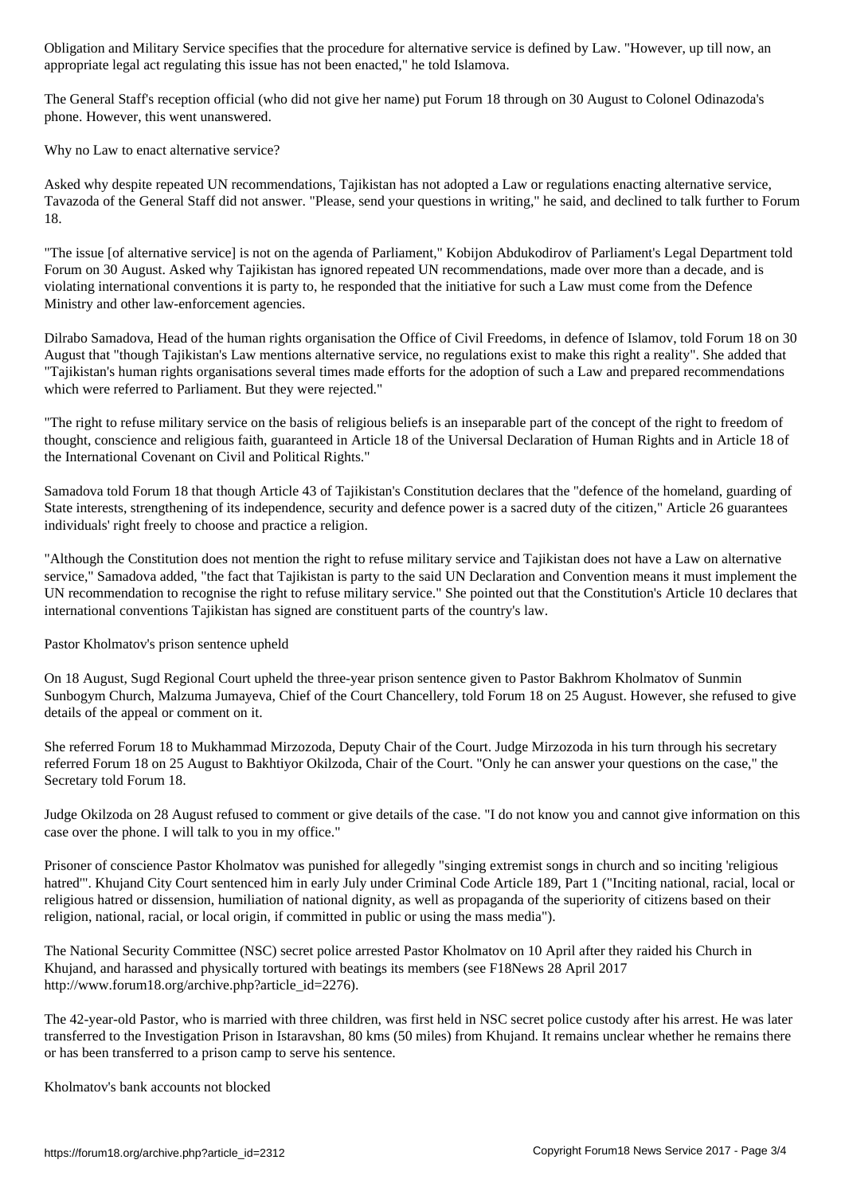Obligation and Military Service specifies that the procedure for alternative service is defined by Law. "However, up till now, an appropriate legal act regulating this issue has not been enacted," he told Islamova.

The General Staff's reception official (who did not give her name) put Forum 18 through on 30 August to Colonel Odinazoda's phone. However, this went unanswered.

## Why no Law to enact alternative service?

Asked why despite repeated UN recommendations, Tajikistan has not adopted a Law or regulations enacting alternative service, Tavazoda of the General Staff did not answer. "Please, send your questions in writing," he said, and declined to talk further to Forum 18.

"The issue [of alternative service] is not on the agenda of Parliament," Kobijon Abdukodirov of Parliament's Legal Department told Forum on 30 August. Asked why Tajikistan has ignored repeated UN recommendations, made over more than a decade, and is violating international conventions it is party to, he responded that the initiative for such a Law must come from the Defence Ministry and other law-enforcement agencies.

Dilrabo Samadova, Head of the human rights organisation the Office of Civil Freedoms, in defence of Islamov, told Forum 18 on 30 August that "though Tajikistan's Law mentions alternative service, no regulations exist to make this right a reality". She added that "Tajikistan's human rights organisations several times made efforts for the adoption of such a Law and prepared recommendations which were referred to Parliament. But they were rejected."

"The right to refuse military service on the basis of religious beliefs is an inseparable part of the concept of the right to freedom of thought, conscience and religious faith, guaranteed in Article 18 of the Universal Declaration of Human Rights and in Article 18 of the International Covenant on Civil and Political Rights."

Samadova told Forum 18 that though Article 43 of Tajikistan's Constitution declares that the "defence of the homeland, guarding of State interests, strengthening of its independence, security and defence power is a sacred duty of the citizen," Article 26 guarantees individuals' right freely to choose and practice a religion.

"Although the Constitution does not mention the right to refuse military service and Tajikistan does not have a Law on alternative service," Samadova added, "the fact that Tajikistan is party to the said UN Declaration and Convention means it must implement the UN recommendation to recognise the right to refuse military service." She pointed out that the Constitution's Article 10 declares that international conventions Tajikistan has signed are constituent parts of the country's law.

## Pastor Kholmatov's prison sentence upheld

On 18 August, Sugd Regional Court upheld the three-year prison sentence given to Pastor Bakhrom Kholmatov of Sunmin Sunbogym Church, Malzuma Jumayeva, Chief of the Court Chancellery, told Forum 18 on 25 August. However, she refused to give details of the appeal or comment on it.

She referred Forum 18 to Mukhammad Mirzozoda, Deputy Chair of the Court. Judge Mirzozoda in his turn through his secretary referred Forum 18 on 25 August to Bakhtiyor Okilzoda, Chair of the Court. "Only he can answer your questions on the case," the Secretary told Forum 18.

Judge Okilzoda on 28 August refused to comment or give details of the case. "I do not know you and cannot give information on this case over the phone. I will talk to you in my office."

Prisoner of conscience Pastor Kholmatov was punished for allegedly "singing extremist songs in church and so inciting 'religious hatred'". Khujand City Court sentenced him in early July under Criminal Code Article 189, Part 1 ("Inciting national, racial, local or religious hatred or dissension, humiliation of national dignity, as well as propaganda of the superiority of citizens based on their religion, national, racial, or local origin, if committed in public or using the mass media").

The National Security Committee (NSC) secret police arrested Pastor Kholmatov on 10 April after they raided his Church in Khujand, and harassed and physically tortured with beatings its members (see F18News 28 April 2017 http://www.forum18.org/archive.php?article_id=2276).

The 42-year-old Pastor, who is married with three children, was first held in NSC secret police custody after his arrest. He was later transferred to the Investigation Prison in Istaravshan, 80 kms (50 miles) from Khujand. It remains unclear whether he remains there or has been transferred to a prison camp to serve his sentence.

## Kholmatov's bank accounts not blocked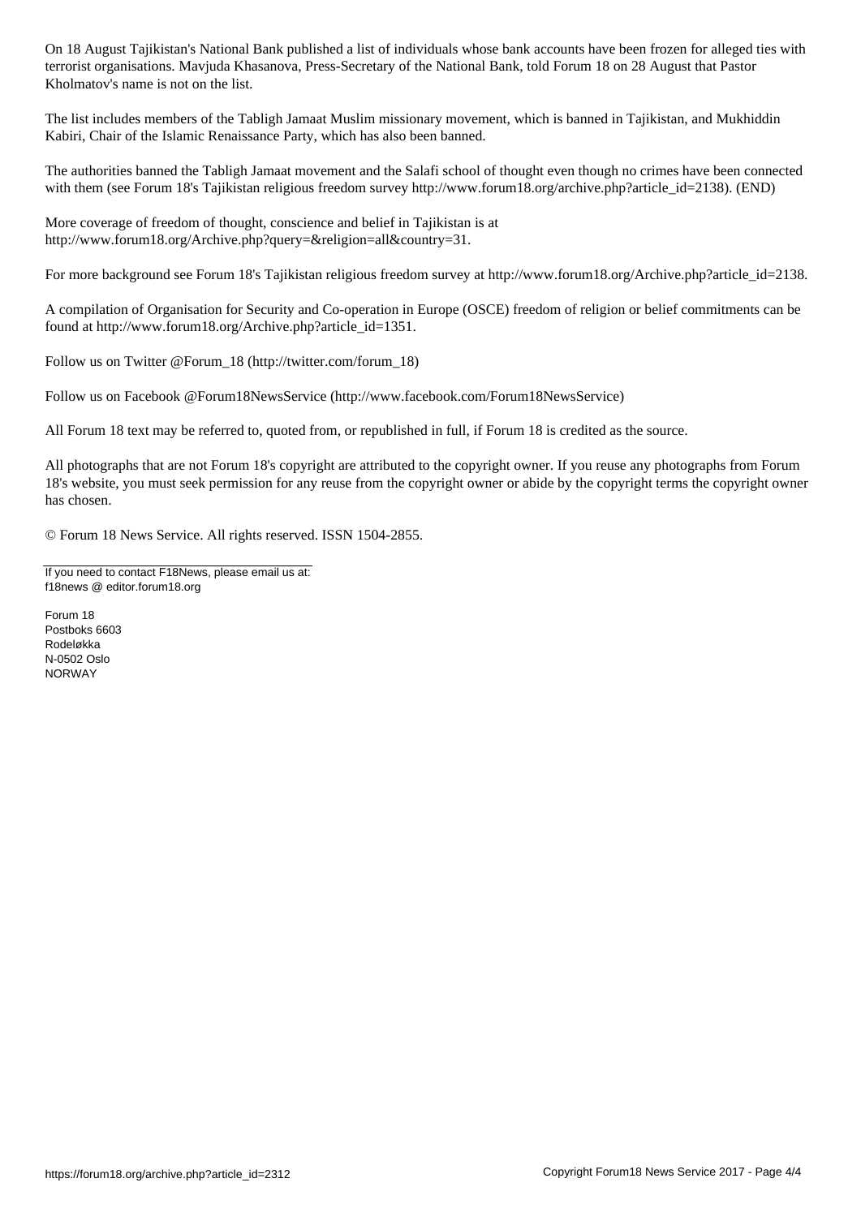On 18 August Tajikistan's National Bank published a list of individuals whose bank accounts have been frozen for alleged ties with terrorist organisations. Mavjuda Khasanova, Press-Secretary of the National Bank, told Forum 18 on 28 August that Pastor Kholmatov's name is not on the list.

The list includes members of the Tabligh Jamaat Muslim missionary movement, which is banned in Tajikistan, and Mukhiddin Kabiri, Chair of the Islamic Renaissance Party, which has also been banned.

The authorities banned the Tabligh Jamaat movement and the Salafi school of thought even though no crimes have been connected with them (see Forum 18's Tajikistan religious freedom survey http://www.forum18.org/archive.php?article_id=2138). (END)

More coverage of freedom of thought, conscience and belief in Tajikistan is at http://www.forum18.org/Archive.php?query=&religion=all&country=31.

For more background see Forum 18's Tajikistan religious freedom survey at http://www.forum18.org/Archive.php?article_id=2138.

A compilation of Organisation for Security and Co-operation in Europe (OSCE) freedom of religion or belief commitments can be found at http://www.forum18.org/Archive.php?article_id=1351.

Follow us on Twitter @Forum_18 (http://twitter.com/forum_18)

Follow us on Facebook @Forum18NewsService (http://www.facebook.com/Forum18NewsService)

All Forum 18 text may be referred to, quoted from, or republished in full, if Forum 18 is credited as the source.

All photographs that are not Forum 18's copyright are attributed to the copyright owner. If you reuse any photographs from Forum 18's website, you must seek permission for any reuse from the copyright owner or abide by the copyright terms the copyright owner has chosen.

© Forum 18 News Service. All rights reserved. ISSN 1504-2855.

---

If you need to contact F18News, please email us at:
f18news @ editor.forum18.org

Forum 18
Postboks 6603
Rodeløkka
N-0502 Oslo
NORWAY